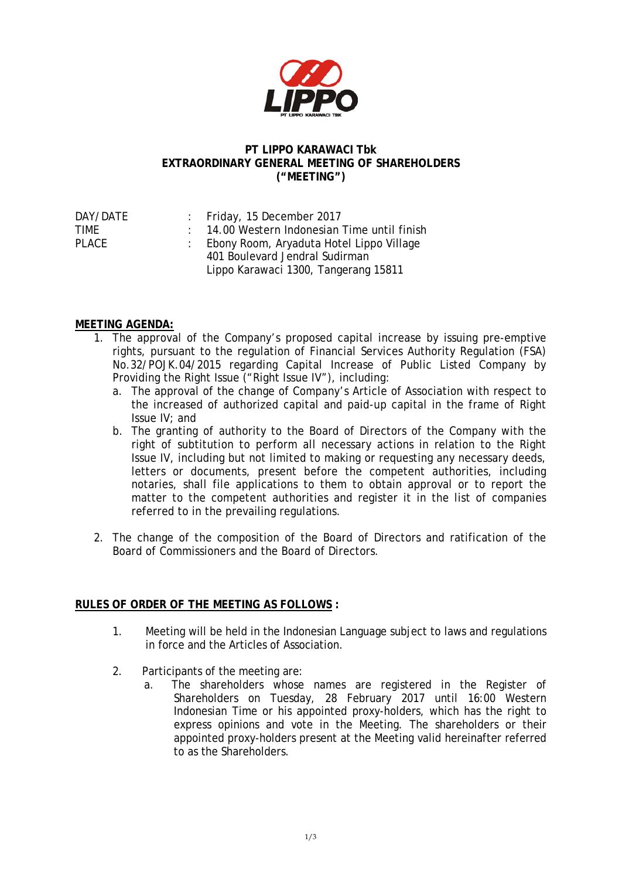**PT LIPPO KARAWACI Tbk**
**EXTRAORDINARY GENERAL MEETING OF SHAREHOLDERS**
**("MEETING")**

| | | |
|---|---|---|
| DAY/DATE | : | Friday, 15 December 2017 |
| TIME | : | 14.00 Western Indonesian Time until finish |
| PLACE | : | Ebony Room, Aryaduta Hotel Lippo Village<br>401 Boulevard Jendral Sudirman<br>Lippo Karawaci 1300, Tangerang 15811 |

**MEETING AGENDA:**

1. The approval of the Company's proposed capital increase by issuing pre-emptive rights, pursuant to the regulation of Financial Services Authority Regulation (FSA) No.32/POJK.04/2015 regarding Capital Increase of Public Listed Company by Providing the Right Issue ("Right Issue IV"), including:
   a. The approval of the change of Company's Article of Association with respect to the increased of authorized capital and paid-up capital in the frame of Right Issue IV; and
   b. The granting of authority to the Board of Directors of the Company with the right of subtitution to perform all necessary actions in relation to the Right Issue IV, including but not limited to making or requesting any necessary deeds, letters or documents, present before the competent authorities, including notaries, shall file applications to them to obtain approval or to report the matter to the competent authorities and register it in the list of companies referred to in the prevailing regulations.

2. The change of the composition of the Board of Directors and ratification of the Board of Commissioners and the Board of Directors.

**RULES OF ORDER OF THE MEETING AS FOLLOWS :**

1. Meeting will be held in the Indonesian Language subject to laws and regulations in force and the Articles of Association.

2. Participants of the meeting are:
   a. The shareholders whose names are registered in the Register of Shareholders on Tuesday, 28 February 2017 until 16:00 Western Indonesian Time or his appointed proxy-holders, which has the right to express opinions and vote in the Meeting. The shareholders or their appointed proxy-holders present at the Meeting valid hereinafter referred to as the Shareholders.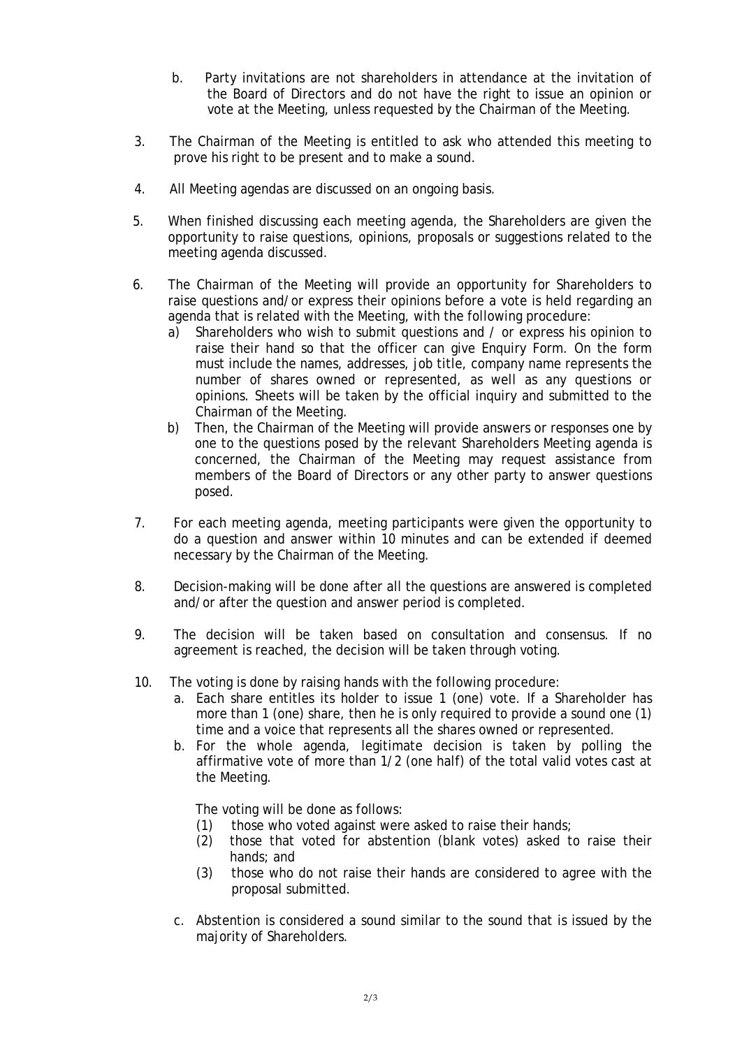b. Party invitations are not shareholders in attendance at the invitation of the Board of Directors and do not have the right to issue an opinion or vote at the Meeting, unless requested by the Chairman of the Meeting.

3. The Chairman of the Meeting is entitled to ask who attended this meeting to prove his right to be present and to make a sound.

4. All Meeting agendas are discussed on an ongoing basis.

5. When finished discussing each meeting agenda, the Shareholders are given the opportunity to raise questions, opinions, proposals or suggestions related to the meeting agenda discussed.

6. The Chairman of the Meeting will provide an opportunity for Shareholders to raise questions and/or express their opinions before a vote is held regarding an agenda that is related with the Meeting, with the following procedure:
   a) Shareholders who wish to submit questions and / or express his opinion to raise their hand so that the officer can give Enquiry Form. On the form must include the names, addresses, job title, company name represents the number of shares owned or represented, as well as any questions or opinions. Sheets will be taken by the official inquiry and submitted to the Chairman of the Meeting.
   b) Then, the Chairman of the Meeting will provide answers or responses one by one to the questions posed by the relevant Shareholders Meeting agenda is concerned, the Chairman of the Meeting may request assistance from members of the Board of Directors or any other party to answer questions posed.

7. For each meeting agenda, meeting participants were given the opportunity to do a question and answer within 10 minutes and can be extended if deemed necessary by the Chairman of the Meeting.

8. Decision-making will be done after all the questions are answered is completed and/or after the question and answer period is completed.

9. The decision will be taken based on consultation and consensus. If no agreement is reached, the decision will be taken through voting.

10. The voting is done by raising hands with the following procedure:
    a. Each share entitles its holder to issue 1 (one) vote. If a Shareholder has more than 1 (one) share, then he is only required to provide a sound one (1) time and a voice that represents all the shares owned or represented.
    b. For the whole agenda, legitimate decision is taken by polling the affirmative vote of more than 1/2 (one half) of the total valid votes cast at the Meeting.

       The voting will be done as follows:
       (1) those who voted against were asked to raise their hands;
       (2) those that voted for abstention (blank votes) asked to raise their hands; and
       (3) those who do not raise their hands are considered to agree with the proposal submitted.
    c. Abstention is considered a sound similar to the sound that is issued by the majority of Shareholders.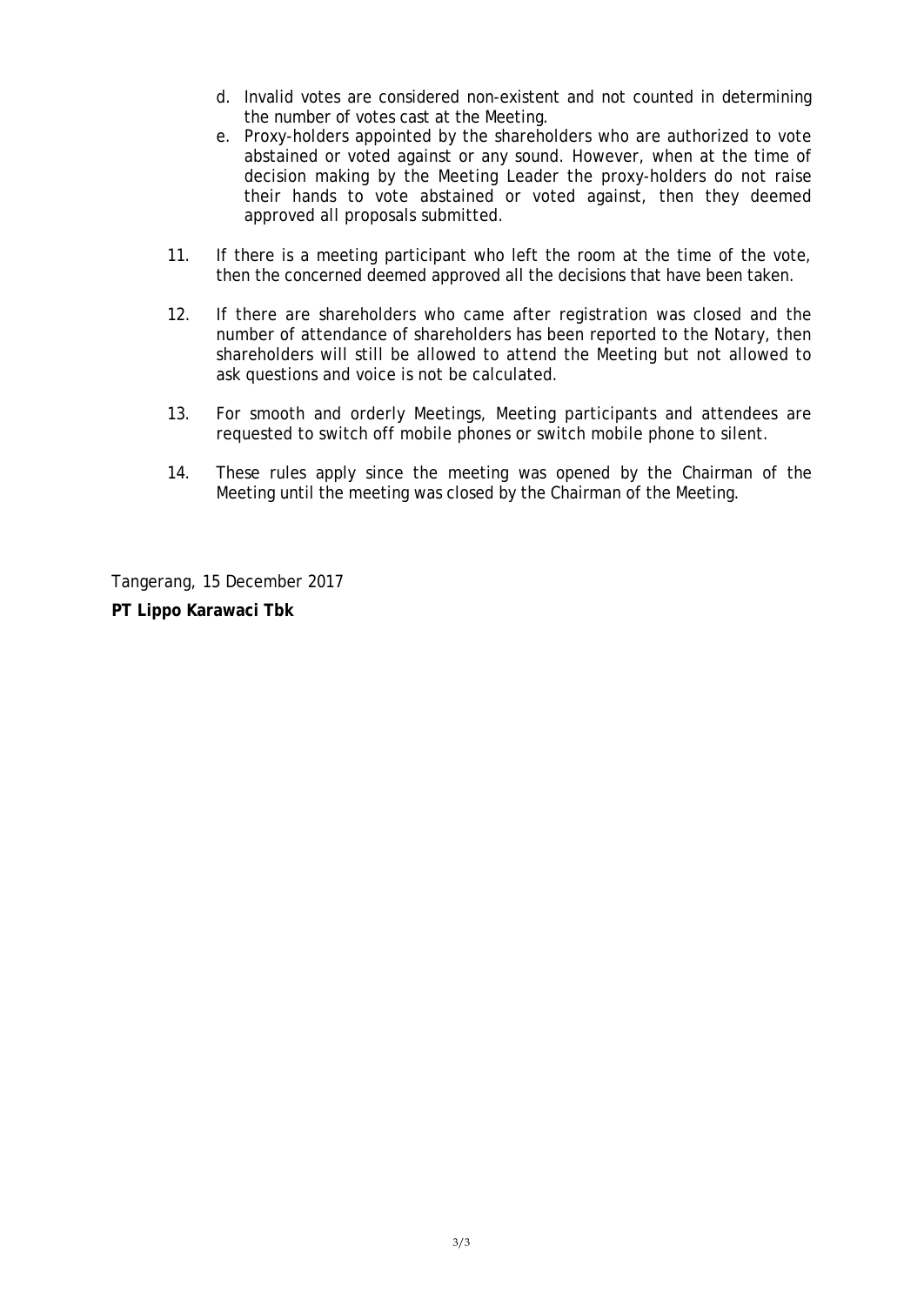d. Invalid votes are considered non-existent and not counted in determining the number of votes cast at the Meeting.
   e. Proxy-holders appointed by the shareholders who are authorized to vote abstained or voted against or any sound. However, when at the time of decision making by the Meeting Leader the proxy-holders do not raise their hands to vote abstained or voted against, then they deemed approved all proposals submitted.

11. If there is a meeting participant who left the room at the time of the vote, then the concerned deemed approved all the decisions that have been taken.

12. If there are shareholders who came after registration was closed and the number of attendance of shareholders has been reported to the Notary, then shareholders will still be allowed to attend the Meeting but not allowed to ask questions and voice is not be calculated.

13. For smooth and orderly Meetings, Meeting participants and attendees are requested to switch off mobile phones or switch mobile phone to silent.

14. These rules apply since the meeting was opened by the Chairman of the Meeting until the meeting was closed by the Chairman of the Meeting.

Tangerang, 15 December 2017

**PT Lippo Karawaci Tbk**